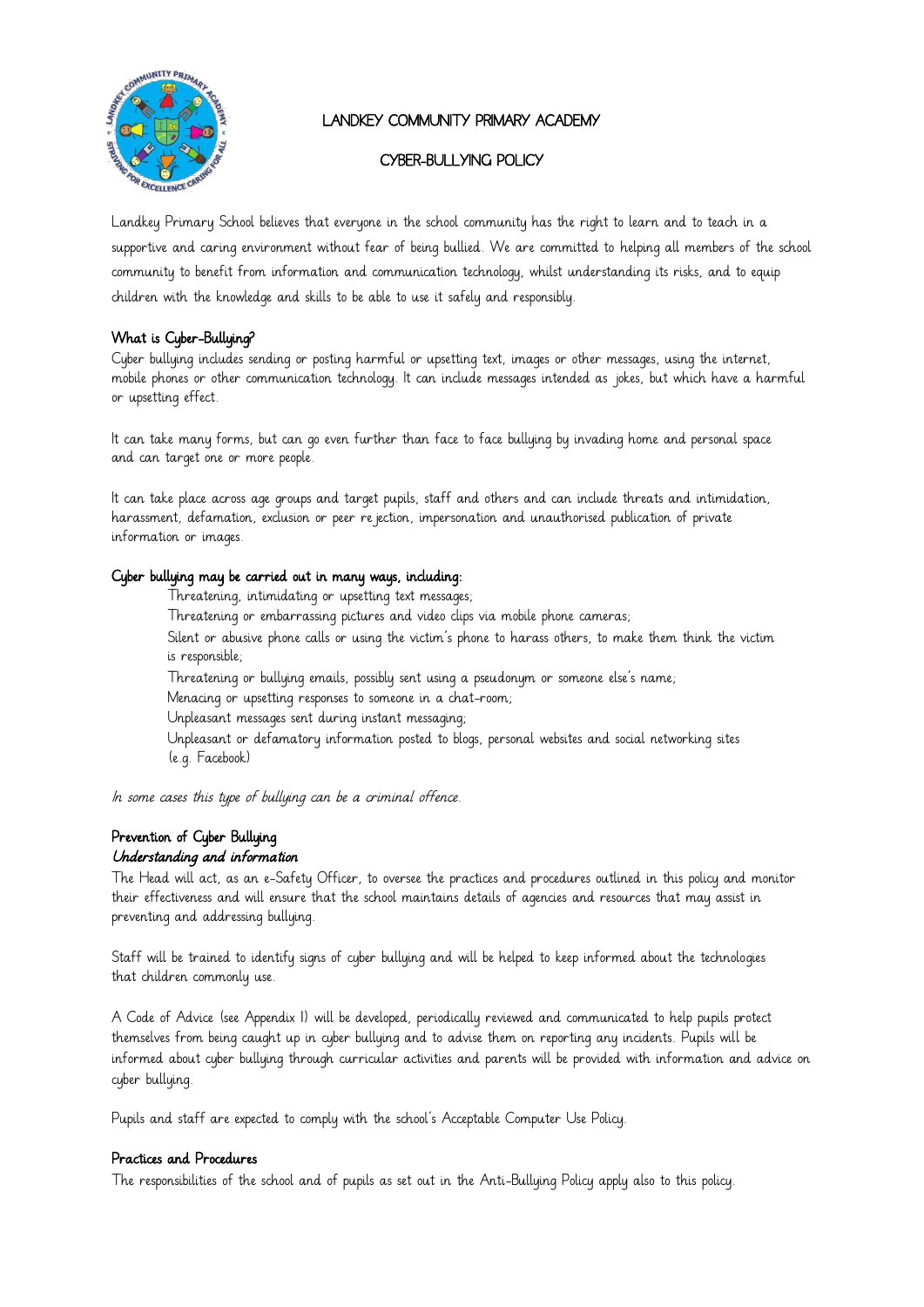# LANDKEY COMMUNITY PRIMARY ACADEMY

## CYBER-BULLYING POLICY

Landkey Primary School believes that everyone in the school community has the right to learn and to teach in a supportive and caring environment without fear of being bullied. We are committed to helping all members of the school community to benefit from information and communication technology, whilst understanding its risks, and to equip children with the knowledge and skills to be able to use it safely and responsibly.

### What is Cyber-Bullying?

Cyber bullying includes sending or posting harmful or upsetting text, images or other messages, using the internet, mobile phones or other communication technology. It can include messages intended as jokes, but which have a harmful or upsetting effect.

It can take many forms, but can go even further than face to face bullying by invading home and personal space and can target one or more people.

It can take place across age groups and target pupils, staff and others and can include threats and intimidation, harassment, defamation, exclusion or peer rejection, impersonation and unauthorised publication of private information or images.

### Cyber bullying may be carried out in many ways, including:

- Threatening, intimidating or upsetting text messages;
- Threatening or embarrassing pictures and video clips via mobile phone cameras;
- Silent or abusive phone calls or using the victim's phone to harass others, to make them think the victim is responsible;
- Threatening or bullying emails, possibly sent using a pseudonym or someone else's name;
- Menacing or upsetting responses to someone in a chat-room;
- Unpleasant messages sent during instant messaging;
- Unpleasant or defamatory information posted to blogs, personal websites and social networking sites (e.g. Facebook)

*In some cases this type of bullying can be a criminal offence.*

### Prevention of Cyber Bullying

***Understanding and information***

The Head will act, as an e-Safety Officer, to oversee the practices and procedures outlined in this policy and monitor their effectiveness and will ensure that the school maintains details of agencies and resources that may assist in preventing and addressing bullying.

Staff will be trained to identify signs of cyber bullying and will be helped to keep informed about the technologies that children commonly use.

A Code of Advice (see Appendix 1) will be developed, periodically reviewed and communicated to help pupils protect themselves from being caught up in cyber bullying and to advise them on reporting any incidents. Pupils will be informed about cyber bullying through curricular activities and parents will be provided with information and advice on cyber bullying.

Pupils and staff are expected to comply with the school's Acceptable Computer Use Policy.

### Practices and Procedures

The responsibilities of the school and of pupils as set out in the Anti-Bullying Policy apply also to this policy.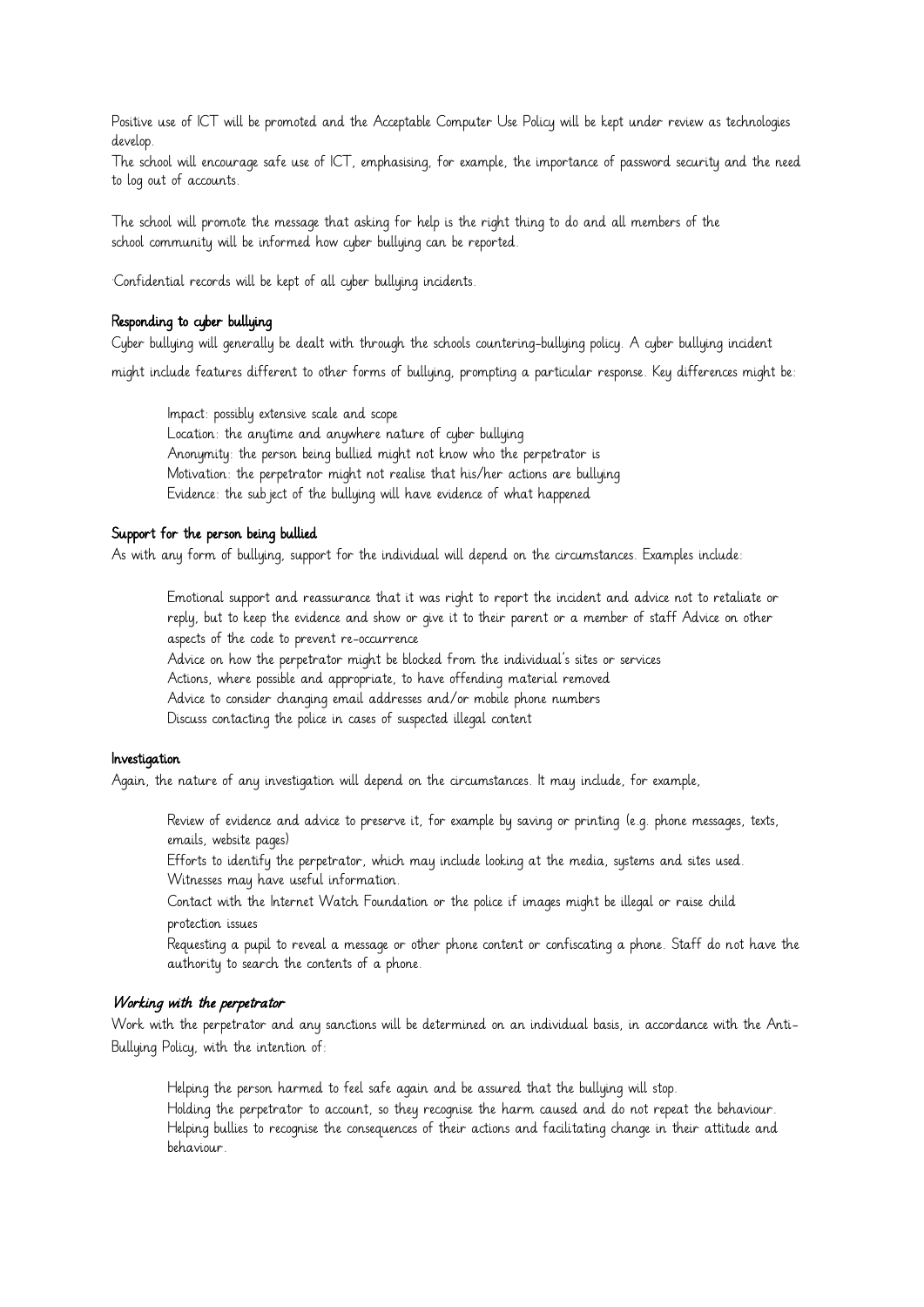Positive use of ICT will be promoted and the Acceptable Computer Use Policy will be kept under review as technologies develop.

The school will encourage safe use of ICT, emphasising, for example, the importance of password security and the need to log out of accounts.

The school will promote the message that asking for help is the right thing to do and all members of the school community will be informed how cyber bullying can be reported.

·Confidential records will be kept of all cyber bullying incidents.

### Responding to cyber bullying

Cyber bullying will generally be dealt with through the schools countering-bullying policy. A cyber bullying incident might include features different to other forms of bullying, prompting a particular response. Key differences might be:

- Impact: possibly extensive scale and scope
- Location: the anytime and anywhere nature of cyber bullying
- Anonymity: the person being bullied might not know who the perpetrator is
- Motivation: the perpetrator might not realise that his/her actions are bullying
- Evidence: the sub ject of the bullying will have evidence of what happened

### Support for the person being bullied

As with any form of bullying, support for the individual will depend on the circumstances. Examples include:

- Emotional support and reassurance that it was right to report the incident and advice not to retaliate or reply, but to keep the evidence and show or give it to their parent or a member of staff Advice on other aspects of the code to prevent re-occurrence
- Advice on how the perpetrator might be blocked from the individual's sites or services
- Actions, where possible and appropriate, to have offending material removed
- Advice to consider changing email addresses and/or mobile phone numbers
- Discuss contacting the police in cases of suspected illegal content

### Investigation

Again, the nature of any investigation will depend on the circumstances. It may include, for example,

- Review of evidence and advice to preserve it, for example by saving or printing (e.g. phone messages, texts, emails, website pages)
- Efforts to identify the perpetrator, which may include looking at the media, systems and sites used. Witnesses may have useful information.
- Contact with the Internet Watch Foundation or the police if images might be illegal or raise child protection issues
- Requesting a pupil to reveal a message or other phone content or confiscating a phone. Staff do not have the authority to search the contents of a phone.

### *Working with the perpetrator*

Work with the perpetrator and any sanctions will be determined on an individual basis, in accordance with the Anti-Bullying Policy, with the intention of:

- Helping the person harmed to feel safe again and be assured that the bullying will stop.
- Holding the perpetrator to account, so they recognise the harm caused and do not repeat the behaviour.
- Helping bullies to recognise the consequences of their actions and facilitating change in their attitude and behaviour.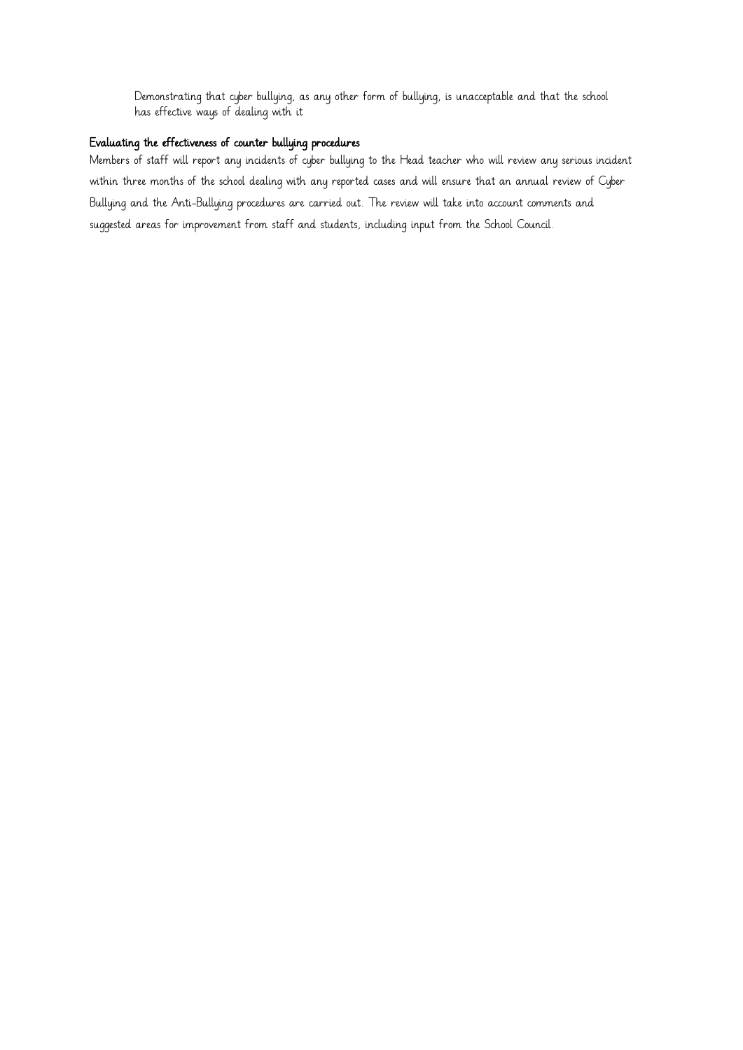Demonstrating that cyber bullying, as any other form of bullying, is unacceptable and that the school has effective ways of dealing with it

**Evaluating the effectiveness of counter bullying procedures**

Members of staff will report any incidents of cyber bullying to the Head teacher who will review any serious incident within three months of the school dealing with any reported cases and will ensure that an annual review of Cyber Bullying and the Anti-Bullying procedures are carried out. The review will take into account comments and suggested areas for improvement from staff and students, including input from the School Council.